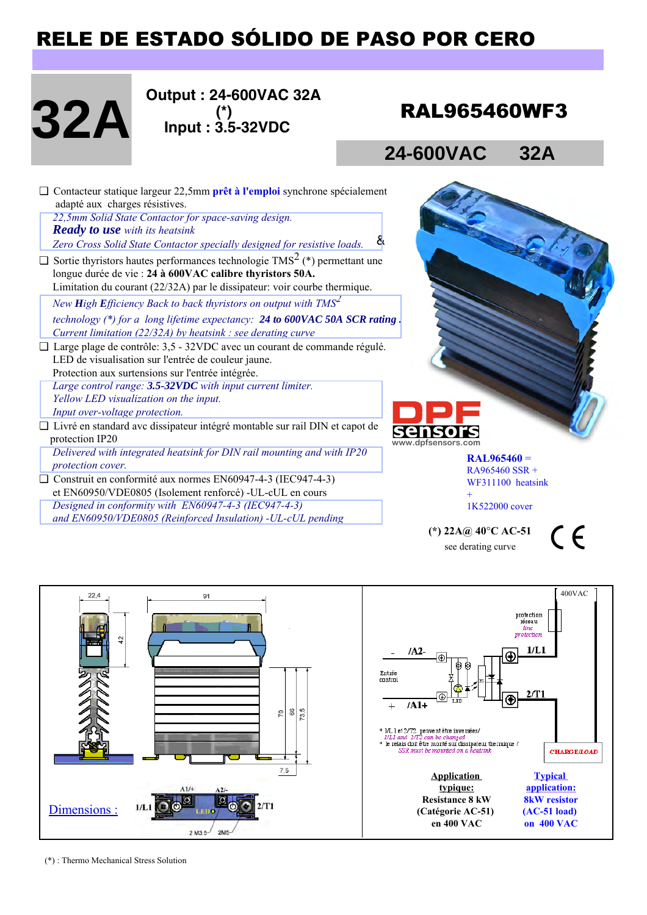# RELE DE ESTADO SÓLIDO DE PASO POR CERO

**32A**

**Output : 24-600VAC 32A**
**(*)**
**Input : 3.5-32VDC**

## RAL965460WF3

**24-600VAC 32A**

- ❑ Contacteur statique largeur 22,5mm **prêt à l'emploi** synchrone spécialement adapté aux charges résistives.

  *22,5mm Solid State Contactor for space-saving design.*
  ***Ready to use** with its heatsink*
  *Zero Cross Solid State Contactor specially designed for resistive loads.* &

- ❑ Sortie thyristors hautes performances technologie TMS$^2$ (*) permettant une longue durée de vie : **24 à 600VAC calibre thyristors 50A.**
  Limitation du courant (22/32A) par le dissipateur: voir courbe thermique.

  *New **H**igh **E**fficiency Back to back thyristors on output with TMS$^2$ technology (*) for a long lifetime expectancy:* ***24 to 600VAC 50A SCR rating .***
  *Current limitation (22/32A) by heatsink : see derating curve*

- ❑ Large plage de contrôle: 3,5 - 32VDC avec un courant de commande régulé.
  LED de visualisation sur l'entrée de couleur jaune.
  Protection aux surtensions sur l'entrée intégrée.

  *Large control range:* ***3.5-32VDC*** *with input current limiter.*
  *Yellow LED visualization on the input.*
  *Input over-voltage protection.*

- ❑ Livré en standard avc dissipateur intégré montable sur rail DIN et capot de protection IP20

  *Delivered with integrated heatsink for DIN rail mounting and with IP20 protection cover.*

- ❑ Construit en conformité aux normes EN60947-4-3 (IEC947-4-3) et EN60950/VDE0805 (Isolement renforcé) -UL-cUL en cours

  *Designed in conformity with EN60947-4-3 (IEC947-4-3) and EN60950/VDE0805 (Reinforced Insulation) -UL-cUL pending*

DPF sensors
www.dpfsensors.com

**RAL965460** =
RA965460 SSR +
WF311100 heatsink
+
1K522000 cover

**(*) 22A@ 40°C AC-51**
see derating curve

CE

Dimensions :

22,4 | 91 | 42 | 70 | 66 | 73,5 | 7,5

1/L1 | A1/+ | A2/- | LED | 2/T1 | 2 M3.5 | 2M5

400VAC

protection réseau
*line protection*

-  /A2-
Entrée control
+  /A1+
1/L1
2/T1
LED

* 1/L1 et 2/T2 peuvent être inversées/
  *1/L1 and 2/T2 can be changed*
* le relais doit être monté sur dissipateur thermique /
  *SSR must be mounted on a heatsink*

CHARGE/LOAD

**Application typique:**
**Resistance 8 kW**
**(Catégorie AC-51)**
**en 400 VAC**

**Typical application:**
**8kW resistor**
**(AC-51 load)**
**on 400 VAC**

(*) : Thermo Mechanical Stress Solution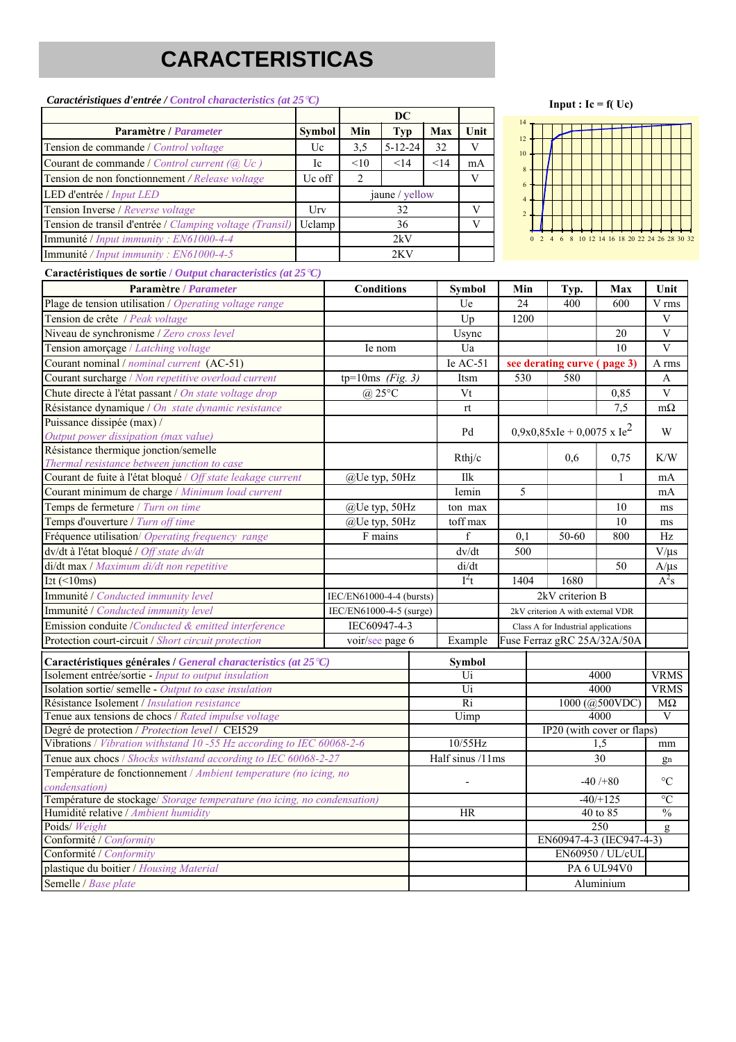# CARACTERISTICAS

***Caractéristiques d'entrée / Control characteristics (at 25°C)***

| Paramètre / *Parameter* | Symbol | DC Min | DC Typ | DC Max | Unit |
|---|---|---|---|---|---|
| Tension de commande / *Control voltage* | Uc | 3,5 | 5-12-24 | 32 | V |
| Courant de commande / *Control current (@ Uc )* | Ic | <10 | <14 | <14 | mA |
| Tension de non fonctionnement / *Release voltage* | Uc off | 2 | | | V |
| LED d'entrée / *Input LED* | | | jaune / *yellow* | | |
| Tension Inverse / *Reverse voltage* | Urv | | 32 | | V |
| Tension de transil d'entrée / *Clamping voltage (Transil)* | Uclamp | | 36 | | V |
| Immunité / *Input immunity : EN61000-4-4* | | | 2kV | | |
| Immunité / *Input immunity : EN61000-4-5* | | | 2KV | | |

**Input : Ic = f( Uc)**

**Caractéristiques de sortie / *Output characteristics (at 25°C)***

| Paramètre / *Parameter* | Conditions | Symbol | Min | Typ. | Max | Unit |
|---|---|---|---|---|---|---|
| Plage de tension utilisation / *Operating voltage range* | | Ue | 24 | 400 | 600 | V rms |
| Tension de crête / *Peak voltage* | | Up | 1200 | | | V |
| Niveau de synchronisme / *Zero cross level* | | Usync | | | 20 | V |
| Tension amorçage / *Latching voltage* | Ie nom | Ua | | | 10 | V |
| Courant nominal / *nominal current* (AC-51) | | Ie AC-51 | see derating curve ( page 3) | | | A rms |
| Courant surcharge / *Non repetitive overload current* | tp=10ms *(Fig. 3)* | Itsm | 530 | 580 | | A |
| Chute directe à l'état passant / *On state voltage drop* | @ 25°C | Vt | | | 0,85 | V |
| Résistance dynamique / *On state dynamic resistance* | | rt | | | 7,5 | mΩ |
| Puissance dissipée (max) / *Output power dissipation (max value)* | | Pd | $0,9x0,85xIe + 0,0075 \times Ie^2$ | | | W |
| Résistance thermique jonction/semelle *Thermal resistance between junction to case* | | Rthj/c | | 0,6 | 0,75 | K/W |
| Courant de fuite à l'état bloqué / *Off state leakage current* | @Ue typ, 50Hz | Ilk | | | 1 | mA |
| Courant minimum de charge / *Minimum load current* | | Iemin | 5 | | | mA |
| Temps de fermeture / *Turn on time* | @Ue typ, 50Hz | ton max | | | 10 | ms |
| Temps d'ouverture / *Turn off time* | @Ue typ, 50Hz | toff max | | | 10 | ms |
| Fréquence utilisation/ *Operating frequency range* | F mains | f | 0,1 | 50-60 | 800 | Hz |
| dv/dt à l'état bloqué / *Off state dv/dt* | | dv/dt | 500 | | | V/µs |
| di/dt max / *Maximum di/dt non repetitive* | | di/dt | | | 50 | A/µs |
| I2t (<10ms) | | $I^2t$ | 1404 | 1680 | | $A^2s$ |
| Immunité / *Conducted immunity level* | IEC/EN61000-4-4 (bursts) | | 2kV criterion B | | | |
| Immunité / *Conducted immunity level* | IEC/EN61000-4-5 (surge) | | 2kV criterion A with external VDR | | | |
| Emission conduite /*Conducted & emitted interference* | IEC60947-4-3 | | Class A for Industrial applications | | | |
| Protection court-circuit / *Short circuit protection* | voir/*see* page 6 | Example | Fuse Ferraz gRC 25A/32A/50A | | | |

| Caractéristiques générales / *General characteristics (at 25°C)* | Symbol | | Unit |
|---|---|---|---|
| Isolement entrée/sortie - *Input to output insulation* | Ui | 4000 | VRMS |
| Isolation sortie/ semelle - *Output to case insulation* | Ui | 4000 | VRMS |
| Résistance Isolement / *Insulation resistance* | Ri | 1000 (@500VDC) | MΩ |
| Tenue aux tensions de chocs / *Rated impulse voltage* | Uimp | 4000 | V |
| Degré de protection / *Protection level* / CEI529 | | IP20 (with cover or flaps) | |
| Vibrations / *Vibration withstand 10 -55 Hz according to IEC 60068-2-6* | 10/55Hz | 1,5 | mm |
| Tenue aux chocs / *Shocks withstand according to IEC 60068-2-27* | Half sinus /11ms | 30 | gn |
| Température de fonctionnement / *Ambient temperature (no icing, no condensation)* | - | -40 /+80 | °C |
| Température de stockage/ *Storage temperature (no icing, no condensation)* | | -40/+125 | °C |
| Humidité relative / *Ambient humidity* | HR | 40 to 85 | % |
| Poids/ *Weight* | | 250 | g |
| Conformité / *Conformity* | | EN60947-4-3 (IEC947-4-3) | |
| Conformité / *Conformity* | | EN60950 / UL/cUL | |
| plastique du boitier / *Housing Material* | | PA 6 UL94V0 | |
| Semelle / *Base plate* | | Aluminium | |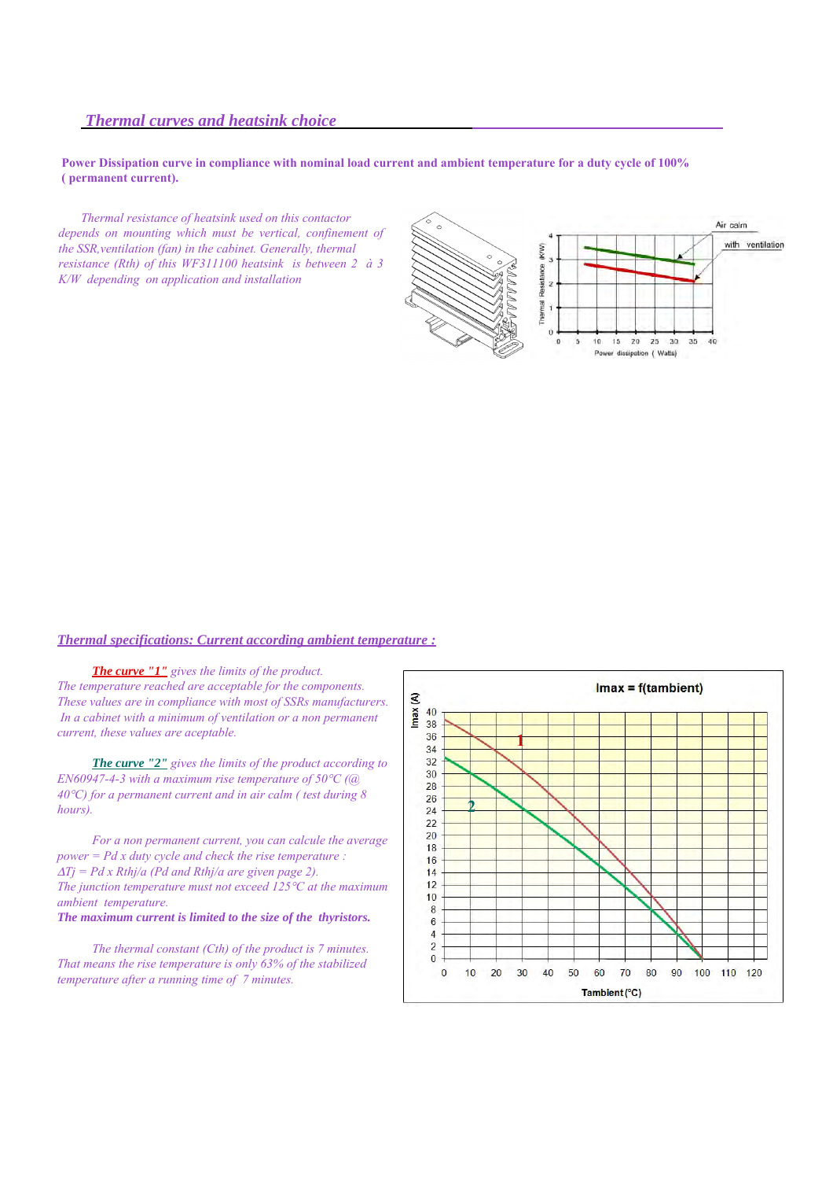## *Thermal curves and heatsink choice*

**Power Dissipation curve in compliance with nominal load current and ambient temperature for a duty cycle of 100% ( permanent current).**

*Thermal resistance of heatsink used on this contactor depends on mounting which must be vertical, confinement of the SSR,ventilation (fan) in the cabinet. Generally, thermal resistance (Rth) of this WF311100 heatsink is between 2 à 3 K/W depending on application and installation*

## *Thermal specifications: Current according ambient temperature :*

***The curve "1"*** *gives the limits of the product. The temperature reached are acceptable for the components. These values are in compliance with most of SSRs manufacturers. In a cabinet with a minimum of ventilation or a non permanent current, these values are acceptable.*

***The curve "2"*** *gives the limits of the product according to EN60947-4-3 with a maximum rise temperature of 50°C (@ 40°C) for a permanent current and in air calm ( test during 8 hours).*

*For a non permanent current, you can calcule the average power = Pd x duty cycle and check the rise temperature :*
*$\Delta Tj$ = Pd x Rthj/a (Pd and Rthj/a are given page 2).*
*The junction temperature must not exceed 125°C at the maximum ambient temperature.*
***The maximum current is limited to the size of the thyristors.***

*The thermal constant (Cth) of the product is 7 minutes. That means the rise temperature is only 63% of the stabilized temperature after a running time of 7 minutes.*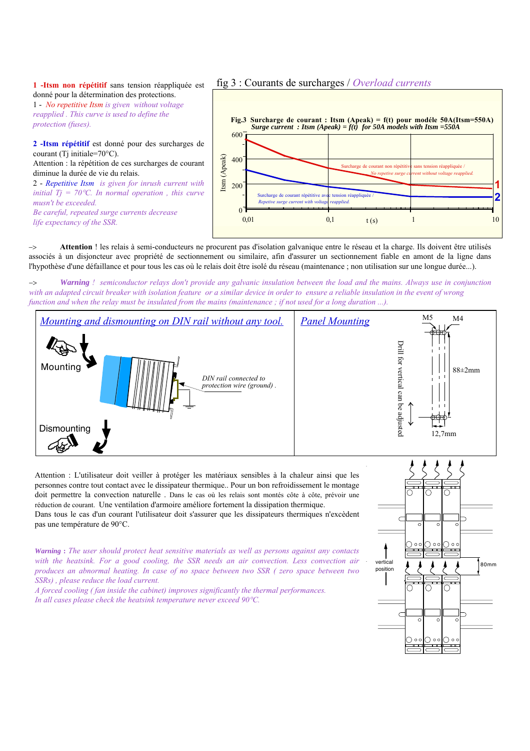**1 -Itsm non répétitif** sans tension réappliquée est donné pour la détermination des protections.

1 - *No repetitive Itsm is given without voltage reapplied . This curve is used to define the protection (fuses).*

**2 -Itsm répétitif** est donné pour des surcharges de courant (Tj initiale=70°C).
Attention : la répétition de ces surcharges de courant diminue la durée de vie du relais.

2 - *Repetitive Itsm is given for inrush current with initial Tj = 70°C. In normal operation , this curve musn't be exceeded.*
*Be careful, repeated surge currents decrease life expectancy of the SSR.*

## fig 3 : Courants de surcharges / *Overload currents*

**Fig.3 Surcharge de courant : Itsm (Apeak) = f(t) pour modéle 50A(Itsm=550A)**
***Surge current : Itsm (Apeak) = f(t) for 50A models with Itsm =550A***

1 : Surcharge de courant non répétitive sans tension réappliquée / *No repetive surge current without voltage reapplied.*
2 : Surcharge de courant répétitive avec tension réappliquée / *Repetive surge current with voltage reapplied.*

Itsm (Apeak) : 0, 200, 400, 600 — t (s) : 0,01, 0,1, 1, 10

–> **Attention** ! les relais à semi-conducteurs ne procurent pas d'isolation galvanique entre le réseau et la charge. Ils doivent être utilisés associés à un disjoncteur avec propriété de sectionnement ou similaire, afin d'assurer un sectionnement fiable en amont de la ligne dans l'hypothèse d'une défaillance et pour tous les cas où le relais doit être isolé du réseau (maintenance ; non utilisation sur une longue durée...).

–> ***Warning*** *! semiconductor relays don't provide any galvanic insulation between the load and the mains. Always use in conjunction with an adapted circuit breaker with isolation feature or a similar device in order to ensure a reliable insulation in the event of wrong function and when the relay must be insulated from the mains (maintenance ; if not used for a long duration ...).*

## *Mounting and dismounting on DIN rail without any tool.*

Mounting

Dismounting

*DIN rail connected to protection wire (ground) .*

## *Panel Mounting*

M5 M4

Drill for vertical can be adjusted

88±2mm

12,7mm

Attention : L'utilisateur doit veiller à protéger les matériaux sensibles à la chaleur ainsi que les personnes contre tout contact avec le dissipateur thermique.. Pour un bon refroidissement le montage doit permettre la convection naturelle . Dans le cas où les relais sont montés côte à côte, prévoir une réduction de courant. Une ventilation d'armoire améliore fortement la dissipation thermique.
Dans tous le cas d'un courant l'utilisateur doit s'assurer que les dissipateurs thermiques n'excèdent pas une température de 90°C.

***Warning*** **:** *The user should protect heat sensitive materials as well as persons against any contacts with the heatsink. For a good cooling, the SSR needs an air convection. Less convection air produces an abnormal heating. In case of no space between two SSR ( zero space between two SSRs) , please reduce the load current.*
*A forced cooling ( fan inside the cabinet) improves significantly the thermal performances.*
*In all cases please check the heatsink temperature never exceed 90°C.*

vertical position

80mm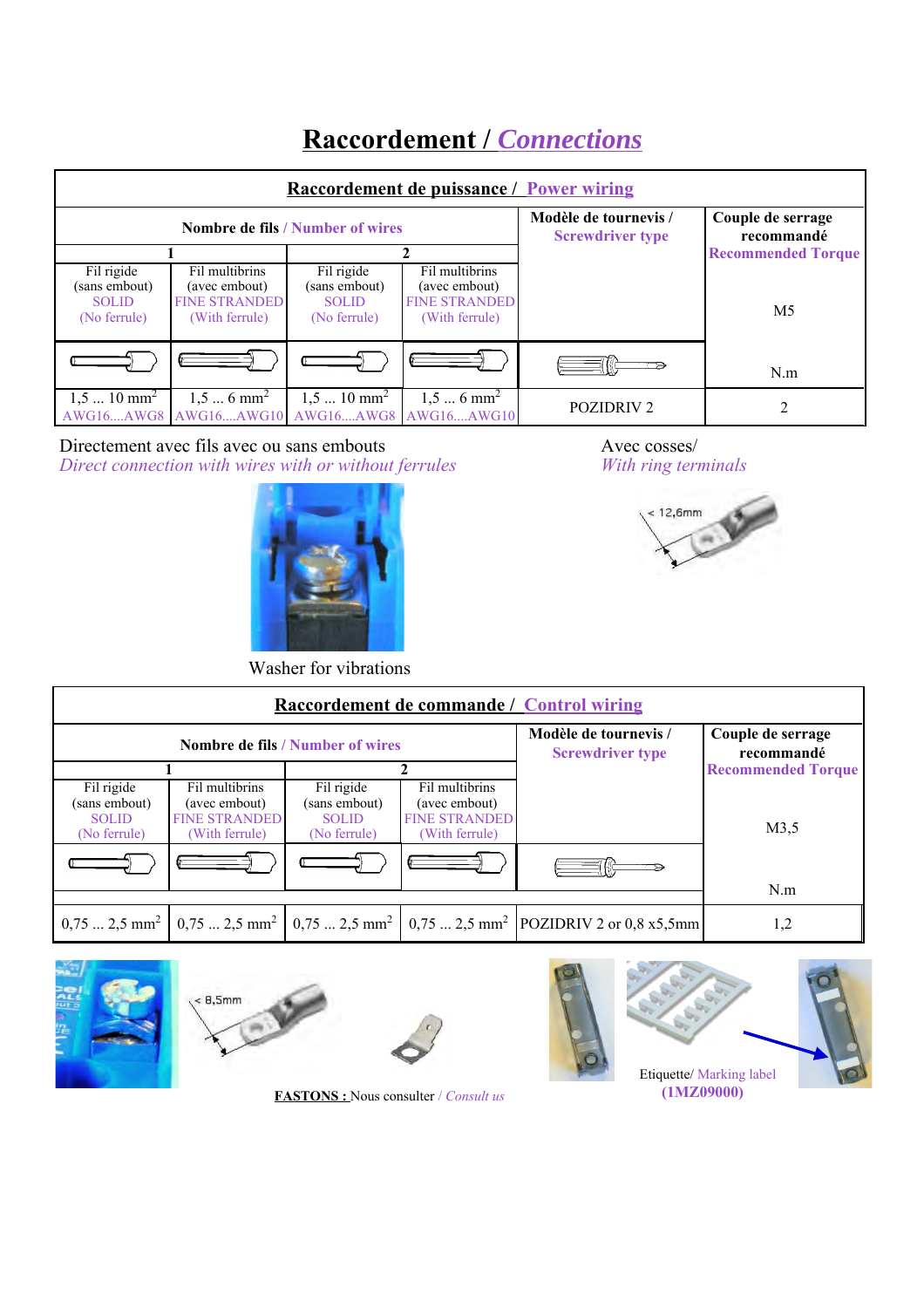# Raccordement / *Connections*

| Raccordement de puissance / Power wiring | | | | | |
|---|---|---|---|---|---|
| Nombre de fils / Number of wires | | | | Modèle de tournevis / Screwdriver type | Couple de serrage recommandé Recommended Torque |
| 1 | | 2 | | | M5 |
| Fil rigide (sans embout) SOLID (No ferrule) | Fil multibrins (avec embout) FINE STRANDED (With ferrule) | Fil rigide (sans embout) SOLID (No ferrule) | Fil multibrins (avec embout) FINE STRANDED (With ferrule) | | N.m |
| 1,5 ... 10 mm² AWG16....AWG8 | 1,5 ... 6 mm² AWG16....AWG10 | 1,5 ... 10 mm² AWG16....AWG8 | 1,5 ... 6 mm² AWG16....AWG10 | POZIDRIV 2 | 2 |

Directement avec fils avec ou sans embouts
*Direct connection with wires with or without ferrules*

Avec cosses/
*With ring terminals*

< 12,6mm

Washer for vibrations

| Raccordement de commande / Control wiring | | | | | |
|---|---|---|---|---|---|
| Nombre de fils / Number of wires | | | | Modèle de tournevis / Screwdriver type | Couple de serrage recommandé Recommended Torque |
| 1 | | 2 | | | M3,5 |
| Fil rigide (sans embout) SOLID (No ferrule) | Fil multibrins (avec embout) FINE STRANDED (With ferrule) | Fil rigide (sans embout) SOLID (No ferrule) | Fil multibrins (avec embout) FINE STRANDED (With ferrule) | | N.m |
| 0,75 ... 2,5 mm² | 0,75 ... 2,5 mm² | 0,75 ... 2,5 mm² | 0,75 ... 2,5 mm² | POZIDRIV 2 or 0,8 x5,5mm | 1,2 |

< 8,5mm

**FASTONS :** Nous consulter / *Consult us*

Etiquette/ Marking label
**(1MZ09000)**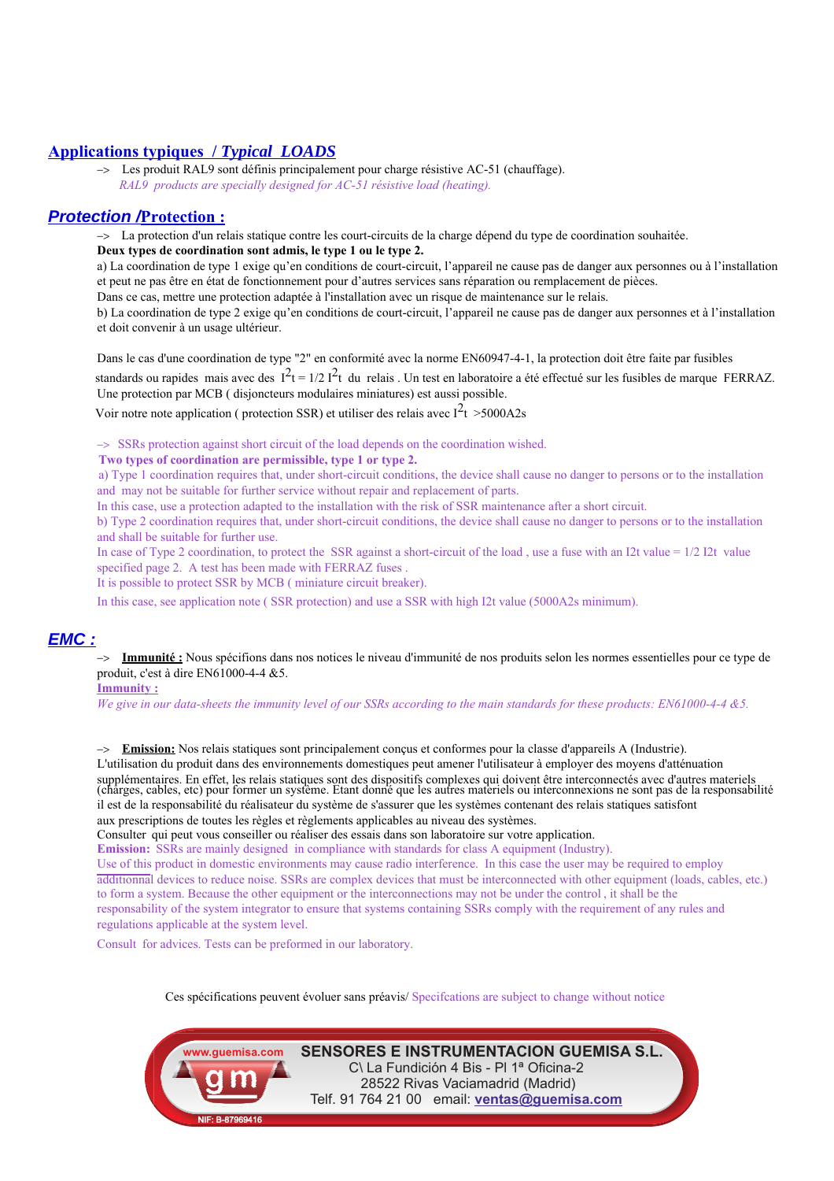## Applications typiques / *Typical LOADS*

–> Les produit RAL9 sont définis principalement pour charge résistive AC-51 (chauffage).

*RAL9 products are specially designed for AC-51 résistive load (heating).*

## *Protection* /Protection :

–> La protection d'un relais statique contre les court-circuits de la charge dépend du type de coordination souhaitée.

**Deux types de coordination sont admis, le type 1 ou le type 2.**

a) La coordination de type 1 exige qu'en conditions de court-circuit, l'appareil ne cause pas de danger aux personnes ou à l'installation et peut ne pas être en état de fonctionnement pour d'autres services sans réparation ou replacement de pièces.

Dans ce cas, mettre une protection adaptée à l'installation avec un risque de maintenance sur le relais.

b) La coordination de type 2 exige qu'en conditions de court-circuit, l'appareil ne cause pas de danger aux personnes et à l'installation et doit convenir à un usage ultérieur.

Dans le cas d'une coordination de type "2" en conformité avec la norme EN60947-4-1, la protection doit être faite par fusibles standards ou rapides mais avec des $I^2t = 1/2\ I^2t$ du relais . Un test en laboratoire a été effectué sur les fusibles de marque FERRAZ.

Une protection par MCB ( disjoncteurs modulaires miniatures) est aussi possible.

Voir notre note application ( protection SSR) et utiliser des relais avec $I^2t$ >5000A2s

–> SSRs protection against short circuit of the load depends on the coordination wished.

**Two types of coordination are permissible, type 1 or type 2.**

a) Type 1 coordination requires that, under short-circuit conditions, the device shall cause no danger to persons or to the installation and may not be suitable for further service without repair and replacement of parts.

In this case, use a protection adapted to the installation with the risk of SSR maintenance after a short circuit.

b) Type 2 coordination requires that, under short-circuit conditions, the device shall cause no danger to persons or to the installation and shall be suitable for further use.

In case of Type 2 coordination, to protect the SSR against a short-circuit of the load , use a fuse with an I2t value = 1/2 I2t value specified page 2. A test has been made with FERRAZ fuses .

It is possible to protect SSR by MCB ( miniature circuit breaker).

In this case, see application note ( SSR protection) and use a SSR with high I2t value (5000A2s minimum).

## *EMC :*

–> **Immunité :** Nous spécifions dans nos notices le niveau d'immunité de nos produits selon les normes essentielles pour ce type de produit, c'est à dire EN61000-4-4 &5.

**Immunity :**

*We give in our data-sheets the immunity level of our SSRs according to the main standards for these products: EN61000-4-4 &5.*

–> **Emission:** Nos relais statiques sont principalement conçus et conformes pour la classe d'appareils A (Industrie). L'utilisation du produit dans des environnements domestiques peut amener l'utilisateur à employer des moyens d'atténuation supplémentaires. En effet, les relais statiques sont des dispositifs complexes qui doivent être interconnectés avec d'autres materiels (charges, cables, etc) pour former un système. Etant donné que les autres matériels ou interconnexions ne sont pas de la responsabilité il est de la responsabilité du réalisateur du système de s'assurer que les systèmes contenant des relais statiques satisfont aux prescriptions de toutes les règles et règlements applicables au niveau des systèmes.

Consulter qui peut vous conseiller ou réaliser des essais dans son laboratoire sur votre application.

**Emission:** SSRs are mainly designed in compliance with standards for class A equipment (Industry). Use of this product in domestic environments may cause radio interference. In this case the user may be required to employ additionnal devices to reduce noise. SSRs are complex devices that must be interconnected with other equipment (loads, cables, etc.) to form a system. Because the other equipment or the interconnections may not be under the control , it shall be the responsability of the system integrator to ensure that systems containing SSRs comply with the requirement of any rules and regulations applicable at the system level.

Consult for advices. Tests can be preformed in our laboratory.

Ces spécifications peuvent évoluer sans préavis/ Specifcations are subject to change without notice

www.guemisa.com

**SENSORES E INSTRUMENTACION GUEMISA S.L.**
C\ La Fundición 4 Bis - Pl 1ª Oficina-2
28522 Rivas Vaciamadrid (Madrid)
Telf. 91 764 21 00 email: ventas@guemisa.com

NIF: B-87969416